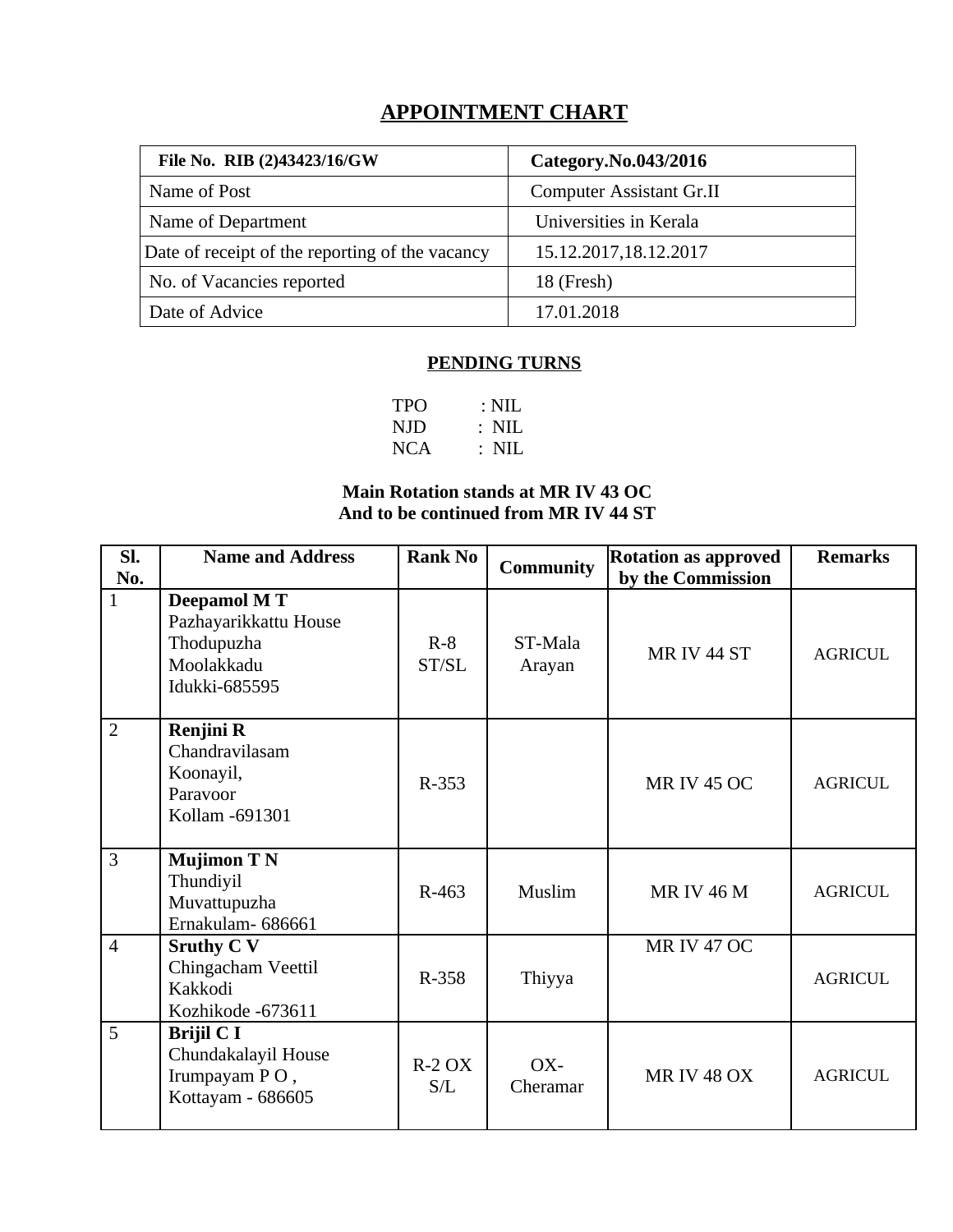# APPOINTMENT CHART

| File No. RIB (2)43423/16/GW | Category.No.043/2016 |
|---|---|
| Name of Post | Computer Assistant Gr.II |
| Name of Department | Universities in Kerala |
| Date of receipt of the reporting of the vacancy | 15.12.2017,18.12.2017 |
| No. of Vacancies reported | 18 (Fresh) |
| Date of Advice | 17.01.2018 |

## PENDING TURNS

TPO : NIL
NJD : NIL
NCA : NIL

**Main Rotation stands at MR IV 43 OC**
**And to be continued from MR IV 44 ST**

| Sl. No. | Name and Address | Rank No | Community | Rotation as approved by the Commission | Remarks |
|---|---|---|---|---|---|
| 1 | **Deepamol M T** Pazhayarikkattu House Thodupuzha Moolakkadu Idukki-685595 | R-8 ST/SL | ST-Mala Arayan | MR IV 44 ST | AGRICUL |
| 2 | **Renjini R** Chandravilasam Koonayil, Paravoor Kollam -691301 | R-353 | | MR IV 45 OC | AGRICUL |
| 3 | **Mujimon T N** Thundiyil Muvattupuzha Ernakulam- 686661 | R-463 | Muslim | MR IV 46 M | AGRICUL |
| 4 | **Sruthy C V** Chingacham Veettil Kakkodi Kozhikode -673611 | R-358 | Thiyya | MR IV 47 OC | AGRICUL |
| 5 | **Brijil C I** Chundakalayil House Irumpayam P O , Kottayam - 686605 | R-2 OX S/L | OX-Cheramar | MR IV 48 OX | AGRICUL |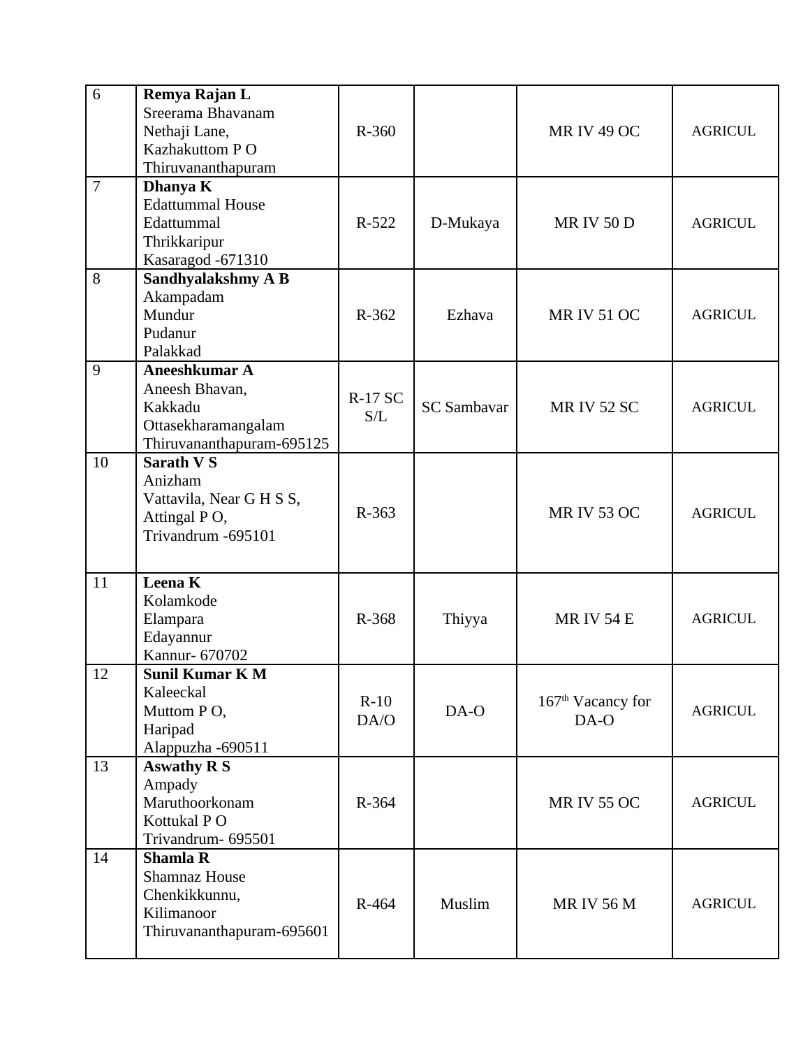| 6 | **Remya Rajan L**<br>Sreerama Bhavanam<br>Nethaji Lane,<br>Kazhakuttom P O<br>Thiruvananthapuram | R-360 | | MR IV 49 OC | AGRICUL |
|---|---|---|---|---|---|
| 7 | **Dhanya K**<br>Edattummal House<br>Edattummal<br>Thrikkaripur<br>Kasaragod -671310 | R-522 | D-Mukaya | MR IV 50 D | AGRICUL |
| 8 | **Sandhyalakshmy A B**<br>Akampadam<br>Mundur<br>Pudanur<br>Palakkad | R-362 | Ezhava | MR IV 51 OC | AGRICUL |
| 9 | **Aneeshkumar A**<br>Aneesh Bhavan,<br>Kakkadu<br>Ottasekharamangalam<br>Thiruvananthapuram-695125 | R-17 SC S/L | SC Sambavar | MR IV 52 SC | AGRICUL |
| 10 | **Sarath V S**<br>Anizham<br>Vattavila, Near G H S S,<br>Attingal P O,<br>Trivandrum -695101 | R-363 | | MR IV 53 OC | AGRICUL |
| 11 | **Leena K**<br>Kolamkode<br>Elampara<br>Edayannur<br>Kannur- 670702 | R-368 | Thiyya | MR IV 54 E | AGRICUL |
| 12 | **Sunil Kumar K M**<br>Kaleeckal<br>Muttom P O,<br>Haripad<br>Alappuzha -690511 | R-10 DA/O | DA-O | 167th Vacancy for DA-O | AGRICUL |
| 13 | **Aswathy R S**<br>Ampady<br>Maruthoorkonam<br>Kottukal P O<br>Trivandrum- 695501 | R-364 | | MR IV 55 OC | AGRICUL |
| 14 | **Shamla R**<br>Shamnaz House<br>Chenkikkunnu,<br>Kilimanoor<br>Thiruvananthapuram-695601 | R-464 | Muslim | MR IV 56 M | AGRICUL |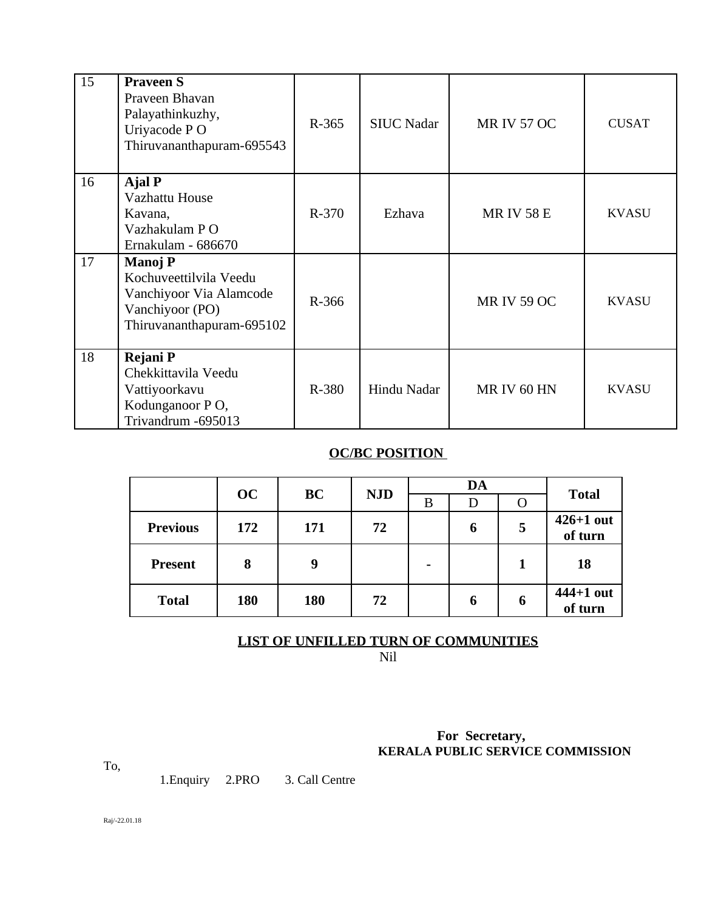| | | | | | |
|---|---|---|---|---|---|
| 15 | **Praveen S**<br>Praveen Bhavan<br>Palayathinkuzhy,<br>Uriyacode P O<br>Thiruvananthapuram-695543 | R-365 | SIUC Nadar | MR IV 57 OC | CUSAT |
| 16 | **Ajal P**<br>Vazhattu House<br>Kavana,<br>Vazhakulam P O<br>Ernakulam - 686670 | R-370 | Ezhava | MR IV 58 E | KVASU |
| 17 | **Manoj P**<br>Kochuveettilvila Veedu<br>Vanchiyoor Via Alamcode<br>Vanchiyoor (PO)<br>Thiruvananthapuram-695102 | R-366 | | MR IV 59 OC | KVASU |
| 18 | **Rejani P**<br>Chekkittavila Veedu<br>Vattiyoorkavu<br>Kodunganoor P O,<br>Trivandrum -695013 | R-380 | Hindu Nadar | MR IV 60 HN | KVASU |

## OC/BC POSITION

| | OC | BC | NJD | DA | | | Total |
|---|---|---|---|---|---|---|---|
| | | | | B | D | O | |
| **Previous** | **172** | **171** | **72** | | **6** | **5** | **426+1 out of turn** |
| **Present** | **8** | **9** | | **-** | | **1** | **18** |
| **Total** | **180** | **180** | **72** | | **6** | **6** | **444+1 out of turn** |

## LIST OF UNFILLED TURN OF COMMUNITIES

Nil

**For Secretary,**
**KERALA PUBLIC SERVICE COMMISSION**

To,

1.Enquiry 2.PRO 3. Call Centre

Raj/-22.01.18